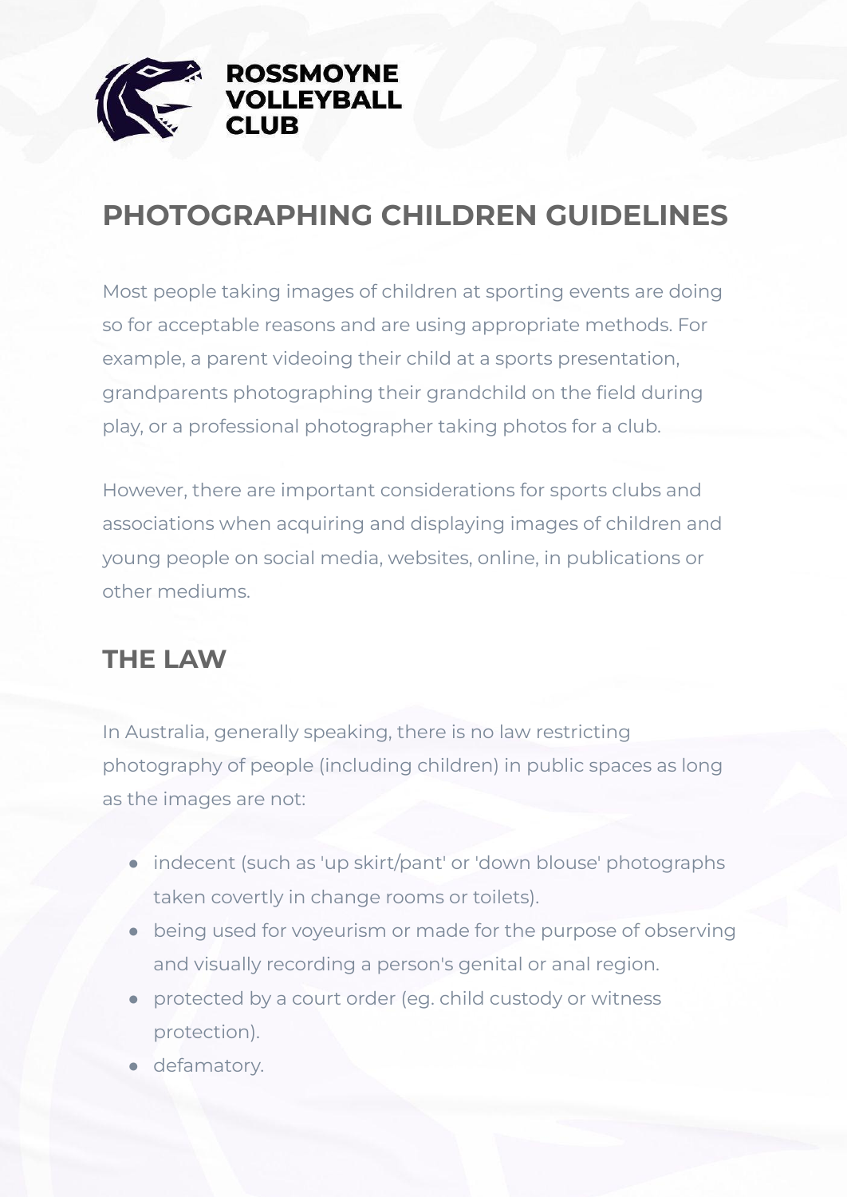ROSSMOYNE VOLLEYBALL CLUB

# PHOTOGRAPHING CHILDREN GUIDELINES

Most people taking images of children at sporting events are doing so for acceptable reasons and are using appropriate methods. For example, a parent videoing their child at a sports presentation, grandparents photographing their grandchild on the field during play, or a professional photographer taking photos for a club.

However, there are important considerations for sports clubs and associations when acquiring and displaying images of children and young people on social media, websites, online, in publications or other mediums.

## THE LAW

In Australia, generally speaking, there is no law restricting photography of people (including children) in public spaces as long as the images are not:

- indecent (such as 'up skirt/pant' or 'down blouse' photographs taken covertly in change rooms or toilets).
- being used for voyeurism or made for the purpose of observing and visually recording a person's genital or anal region.
- protected by a court order (eg. child custody or witness protection).
- defamatory.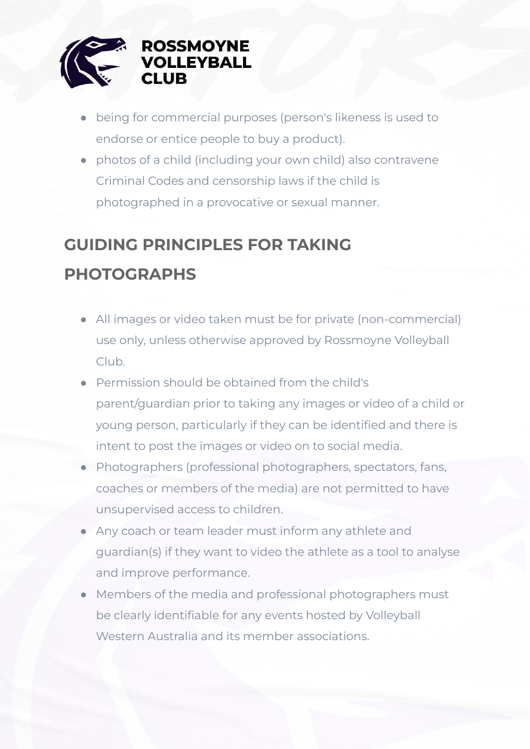- being for commercial purposes (person's likeness is used to endorse or entice people to buy a product).
- photos of a child (including your own child) also contravene Criminal Codes and censorship laws if the child is photographed in a provocative or sexual manner.

## GUIDING PRINCIPLES FOR TAKING PHOTOGRAPHS

- All images or video taken must be for private (non-commercial) use only, unless otherwise approved by Rossmoyne Volleyball Club.
- Permission should be obtained from the child's parent/guardian prior to taking any images or video of a child or young person, particularly if they can be identified and there is intent to post the images or video on to social media.
- Photographers (professional photographers, spectators, fans, coaches or members of the media) are not permitted to have unsupervised access to children.
- Any coach or team leader must inform any athlete and guardian(s) if they want to video the athlete as a tool to analyse and improve performance.
- Members of the media and professional photographers must be clearly identifiable for any events hosted by Volleyball Western Australia and its member associations.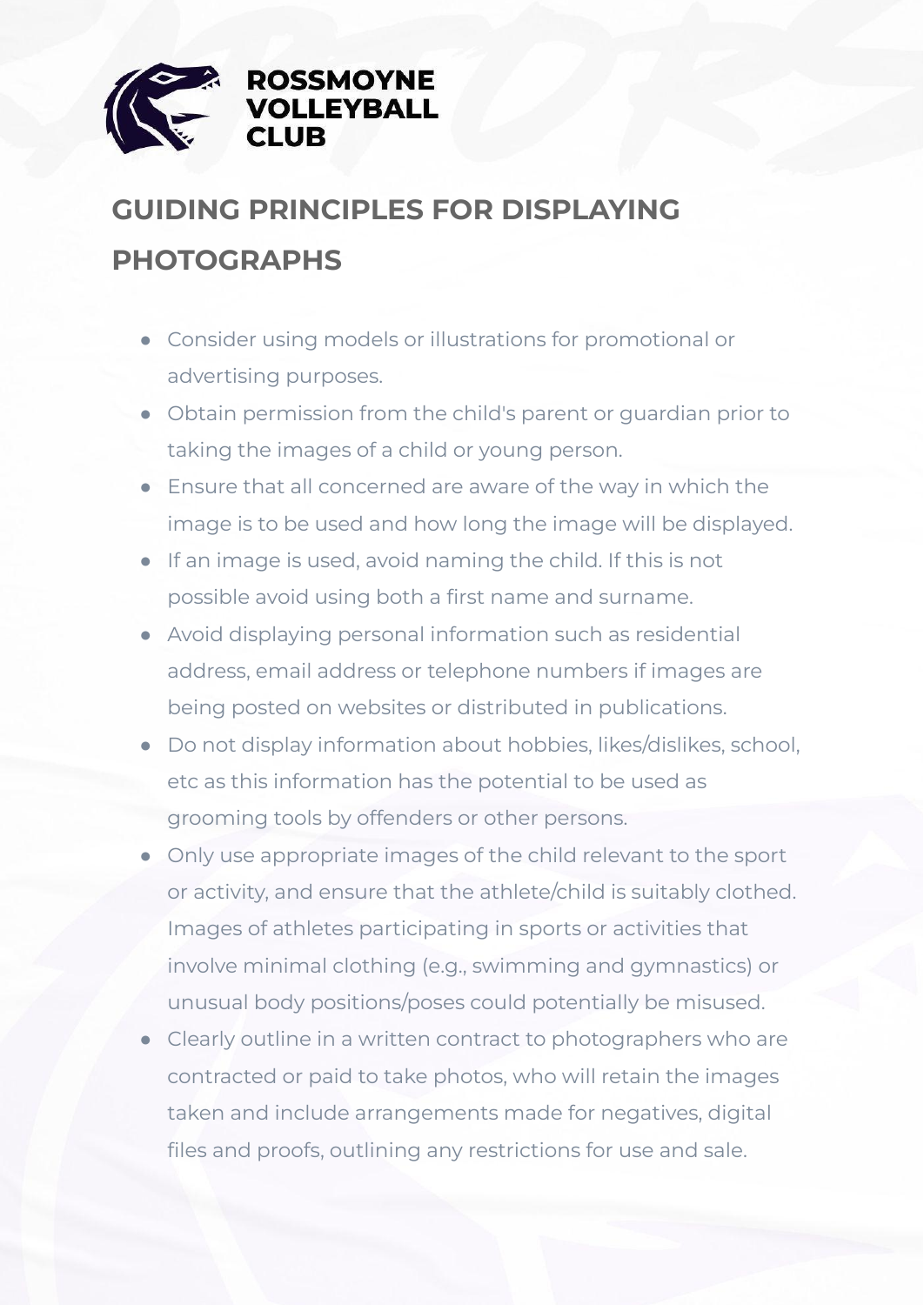# GUIDING PRINCIPLES FOR DISPLAYING PHOTOGRAPHS

- Consider using models or illustrations for promotional or advertising purposes.
- Obtain permission from the child's parent or guardian prior to taking the images of a child or young person.
- Ensure that all concerned are aware of the way in which the image is to be used and how long the image will be displayed.
- If an image is used, avoid naming the child. If this is not possible avoid using both a first name and surname.
- Avoid displaying personal information such as residential address, email address or telephone numbers if images are being posted on websites or distributed in publications.
- Do not display information about hobbies, likes/dislikes, school, etc as this information has the potential to be used as grooming tools by offenders or other persons.
- Only use appropriate images of the child relevant to the sport or activity, and ensure that the athlete/child is suitably clothed. Images of athletes participating in sports or activities that involve minimal clothing (e.g., swimming and gymnastics) or unusual body positions/poses could potentially be misused.
- Clearly outline in a written contract to photographers who are contracted or paid to take photos, who will retain the images taken and include arrangements made for negatives, digital files and proofs, outlining any restrictions for use and sale.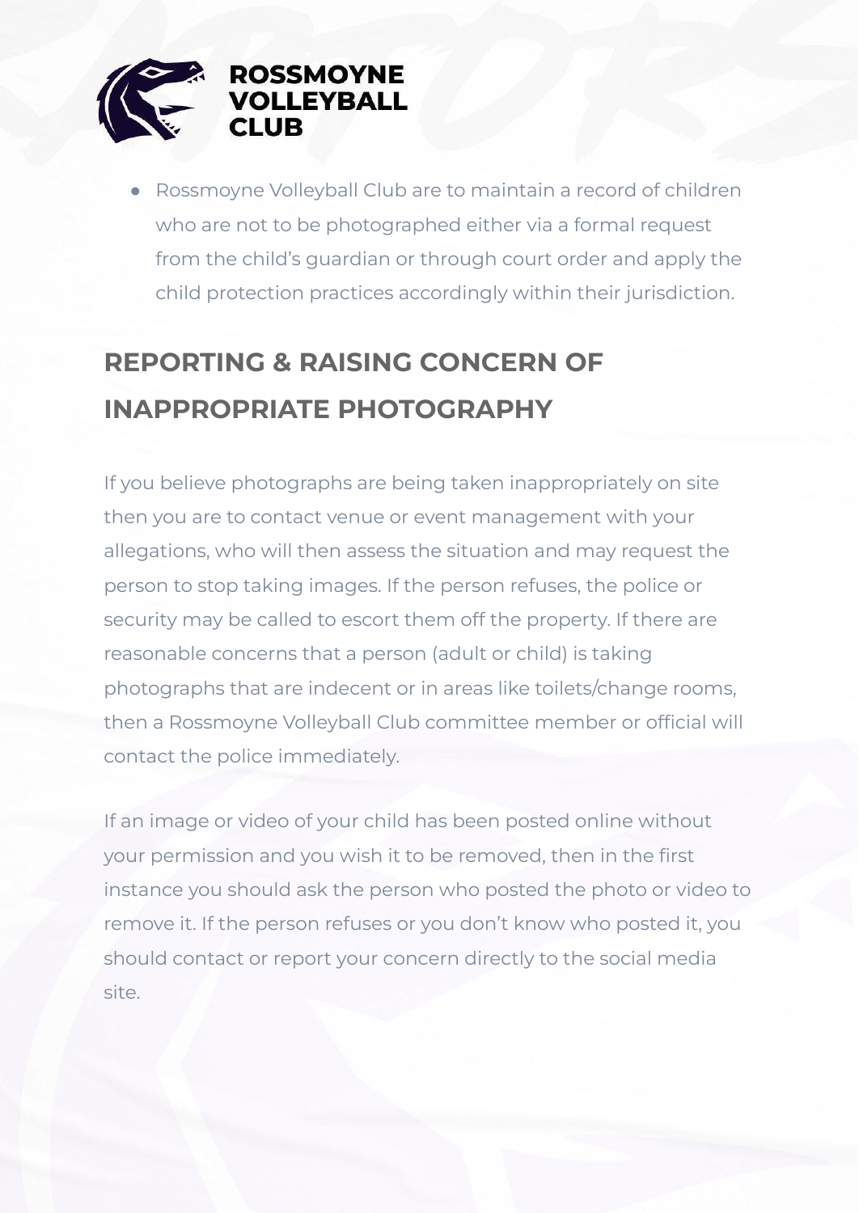- Rossmoyne Volleyball Club are to maintain a record of children who are not to be photographed either via a formal request from the child's guardian or through court order and apply the child protection practices accordingly within their jurisdiction.

## REPORTING & RAISING CONCERN OF INAPPROPRIATE PHOTOGRAPHY

If you believe photographs are being taken inappropriately on site then you are to contact venue or event management with your allegations, who will then assess the situation and may request the person to stop taking images. If the person refuses, the police or security may be called to escort them off the property. If there are reasonable concerns that a person (adult or child) is taking photographs that are indecent or in areas like toilets/change rooms, then a Rossmoyne Volleyball Club committee member or official will contact the police immediately.

If an image or video of your child has been posted online without your permission and you wish it to be removed, then in the first instance you should ask the person who posted the photo or video to remove it. If the person refuses or you don't know who posted it, you should contact or report your concern directly to the social media site.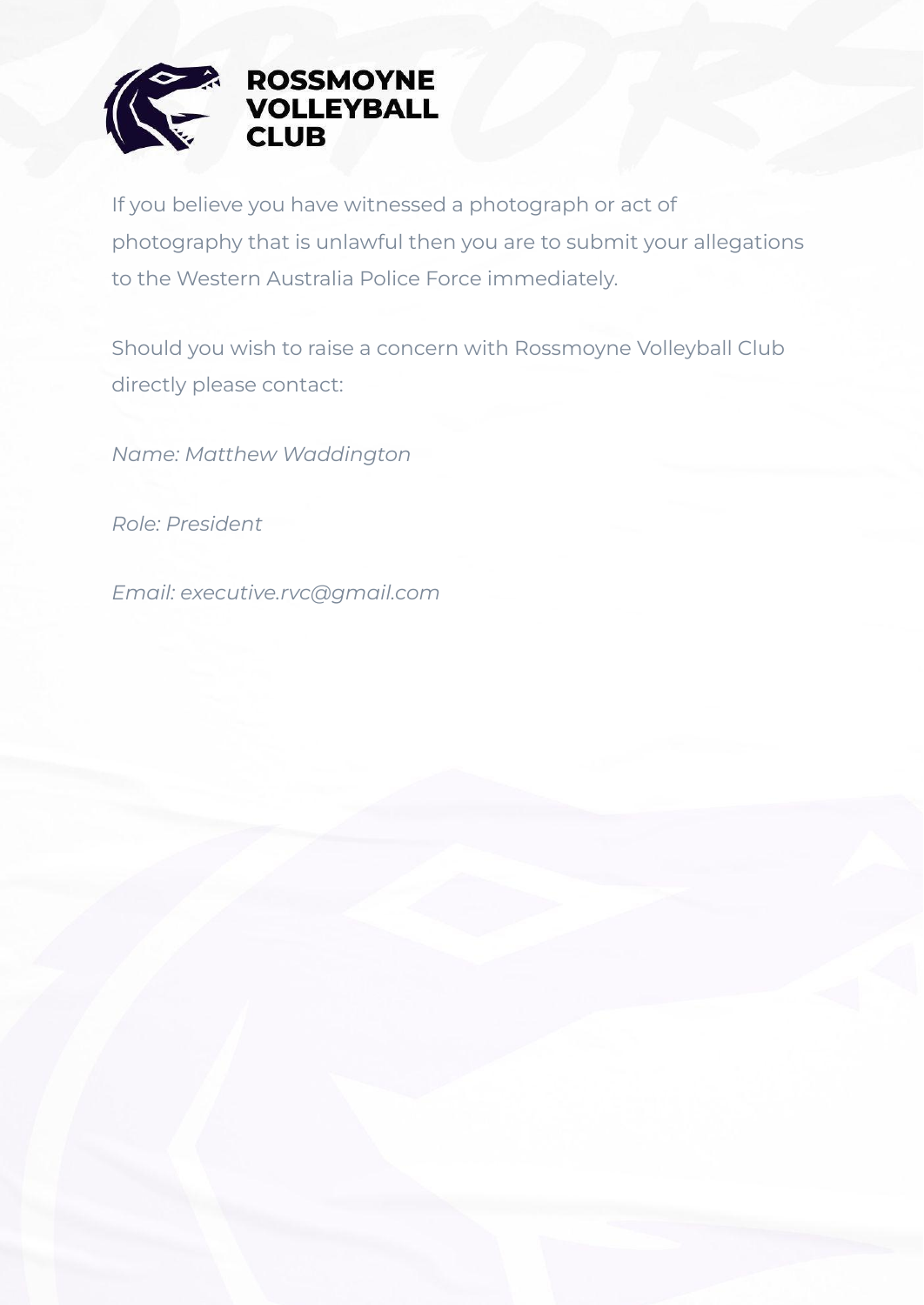**ROSSMOYNE VOLLEYBALL CLUB**

If you believe you have witnessed a photograph or act of photography that is unlawful then you are to submit your allegations to the Western Australia Police Force immediately.

Should you wish to raise a concern with Rossmoyne Volleyball Club directly please contact:

*Name: Matthew Waddington*

*Role: President*

*Email: executive.rvc@gmail.com*